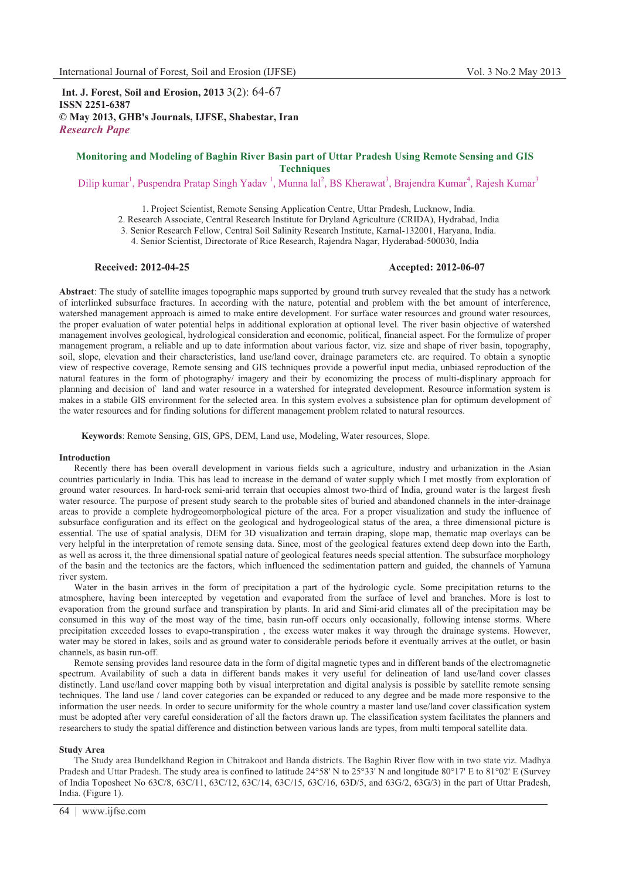**Int. J. Forest, Soil and Erosion, 2013** 3(2): 64-67
**ISSN 2251-6387**
**© May 2013, GHB's Journals, IJFSE, Shabestar, Iran**
***Research Pape***

# Monitoring and Modeling of Baghin River Basin part of Uttar Pradesh Using Remote Sensing and GIS Techniques

Dilip kumar[1], Puspendra Pratap Singh Yadav [1], Munna lal[2], BS Kherawat[3], Brajendra Kumar[4], Rajesh Kumar[3]

1. Project Scientist, Remote Sensing Application Centre, Uttar Pradesh, Lucknow, India.
2. Research Associate, Central Research Institute for Dryland Agriculture (CRIDA), Hydrabad, India
3. Senior Research Fellow, Central Soil Salinity Research Institute, Karnal-132001, Haryana, India.
4. Senior Scientist, Directorate of Rice Research, Rajendra Nagar, Hyderabad-500030, India

**Received: 2012-04-25** **Accepted: 2012-06-07**

**Abstract**: The study of satellite images topographic maps supported by ground truth survey revealed that the study has a network of interlinked subsurface fractures. In according with the nature, potential and problem with the bet amount of interference, watershed management approach is aimed to make entire development. For surface water resources and ground water resources, the proper evaluation of water potential helps in additional exploration at optional level. The river basin objective of watershed management involves geological, hydrological consideration and economic, political, financial aspect. For the formulize of proper management program, a reliable and up to date information about various factor, viz. size and shape of river basin, topography, soil, slope, elevation and their characteristics, land use/land cover, drainage parameters etc. are required. To obtain a synoptic view of respective coverage, Remote sensing and GIS techniques provide a powerful input media, unbiased reproduction of the natural features in the form of photography/ imagery and their by economizing the process of multi-displinary approach for planning and decision of land and water resource in a watershed for integrated development. Resource information system is makes in a stabile GIS environment for the selected area. In this system evolves a subsistence plan for optimum development of the water resources and for finding solutions for different management problem related to natural resources.

**Keywords**: Remote Sensing, GIS, GPS, DEM, Land use, Modeling, Water resources, Slope.

## Introduction

Recently there has been overall development in various fields such a agriculture, industry and urbanization in the Asian countries particularly in India. This has lead to increase in the demand of water supply which I met mostly from exploration of ground water resources. In hard-rock semi-arid terrain that occupies almost two-third of India, ground water is the largest fresh water resource. The purpose of present study search to the probable sites of buried and abandoned channels in the inter-drainage areas to provide a complete hydrogeomorphological picture of the area. For a proper visualization and study the influence of subsurface configuration and its effect on the geological and hydrogeological status of the area, a three dimensional picture is essential. The use of spatial analysis, DEM for 3D visualization and terrain draping, slope map, thematic map overlays can be very helpful in the interpretation of remote sensing data. Since, most of the geological features extend deep down into the Earth, as well as across it, the three dimensional spatial nature of geological features needs special attention. The subsurface morphology of the basin and the tectonics are the factors, which influenced the sedimentation pattern and guided, the channels of Yamuna river system.

Water in the basin arrives in the form of precipitation a part of the hydrologic cycle. Some precipitation returns to the atmosphere, having been intercepted by vegetation and evaporated from the surface of level and branches. More is lost to evaporation from the ground surface and transpiration by plants. In arid and Simi-arid climates all of the precipitation may be consumed in this way of the most way of the time, basin run-off occurs only occasionally, following intense storms. Where precipitation exceeded losses to evapo-transpiration , the excess water makes it way through the drainage systems. However, water may be stored in lakes, soils and as ground water to considerable periods before it eventually arrives at the outlet, or basin channels, as basin run-off.

Remote sensing provides land resource data in the form of digital magnetic types and in different bands of the electromagnetic spectrum. Availability of such a data in different bands makes it very useful for delineation of land use/land cover classes distinctly. Land use/land cover mapping both by visual interpretation and digital analysis is possible by satellite remote sensing techniques. The land use / land cover categories can be expanded or reduced to any degree and be made more responsive to the information the user needs. In order to secure uniformity for the whole country a master land use/land cover classification system must be adopted after very careful consideration of all the factors drawn up. The classification system facilitates the planners and researchers to study the spatial difference and distinction between various lands are types, from multi temporal satellite data.

## Study Area

The Study area Bundelkhand Region in Chitrakoot and Banda districts. The Baghin River flow with in two state viz. Madhya Pradesh and Uttar Pradesh. The study area is confined to latitude 24°58' N to 25°33' N and longitude 80°17' E to 81°02' E (Survey of India Toposheet No 63C/8, 63C/11, 63C/12, 63C/14, 63C/15, 63C/16, 63D/5, and 63G/2, 63G/3) in the part of Uttar Pradesh, India. (Figure 1).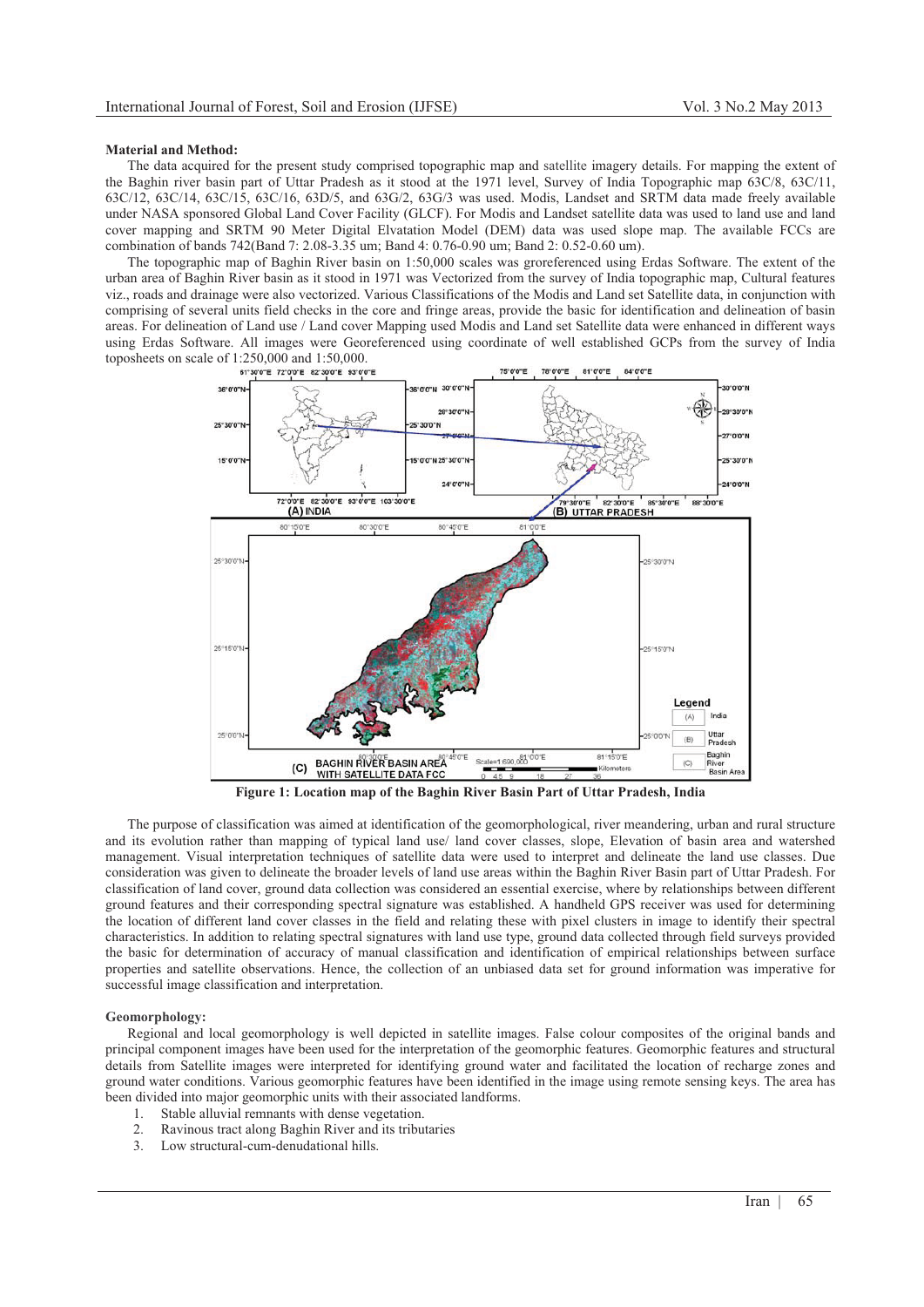**Material and Method:**

The data acquired for the present study comprised topographic map and satellite imagery details. For mapping the extent of the Baghin river basin part of Uttar Pradesh as it stood at the 1971 level, Survey of India Topographic map 63C/8, 63C/11, 63C/12, 63C/14, 63C/15, 63C/16, 63D/5, and 63G/2, 63G/3 was used. Modis, Landset and SRTM data made freely available under NASA sponsored Global Land Cover Facility (GLCF). For Modis and Landset satellite data was used to land use and land cover mapping and SRTM 90 Meter Digital Elvatation Model (DEM) data was used slope map. The available FCCs are combination of bands 742(Band 7: 2.08-3.35 um; Band 4: 0.76-0.90 um; Band 2: 0.52-0.60 um).

The topographic map of Baghin River basin on 1:50,000 scales was groreferenced using Erdas Software. The extent of the urban area of Baghin River basin as it stood in 1971 was Vectorized from the survey of India topographic map, Cultural features viz., roads and drainage were also vectorized. Various Classifications of the Modis and Land set Satellite data, in conjunction with comprising of several units field checks in the core and fringe areas, provide the basic for identification and delineation of basin areas. For delineation of Land use / Land cover Mapping used Modis and Land set Satellite data were enhanced in different ways using Erdas Software. All images were Georeferenced using coordinate of well established GCPs from the survey of India toposheets on scale of 1:250,000 and 1:50,000.

**Figure 1: Location map of the Baghin River Basin Part of Uttar Pradesh, India**

The purpose of classification was aimed at identification of the geomorphological, river meandering, urban and rural structure and its evolution rather than mapping of typical land use/ land cover classes, slope, Elevation of basin area and watershed management. Visual interpretation techniques of satellite data were used to interpret and delineate the land use classes. Due consideration was given to delineate the broader levels of land use areas within the Baghin River Basin part of Uttar Pradesh. For classification of land cover, ground data collection was considered an essential exercise, where by relationships between different ground features and their corresponding spectral signature was established. A handheld GPS receiver was used for determining the location of different land cover classes in the field and relating these with pixel clusters in image to identify their spectral characteristics. In addition to relating spectral signatures with land use type, ground data collected through field surveys provided the basic for determination of accuracy of manual classification and identification of empirical relationships between surface properties and satellite observations. Hence, the collection of an unbiased data set for ground information was imperative for successful image classification and interpretation.

**Geomorphology:**

Regional and local geomorphology is well depicted in satellite images. False colour composites of the original bands and principal component images have been used for the interpretation of the geomorphic features. Geomorphic features and structural details from Satellite images were interpreted for identifying ground water and facilitated the location of recharge zones and ground water conditions. Various geomorphic features have been identified in the image using remote sensing keys. The area has been divided into major geomorphic units with their associated landforms.

1. Stable alluvial remnants with dense vegetation.
2. Ravinous tract along Baghin River and its tributaries
3. Low structural-cum-denudational hills.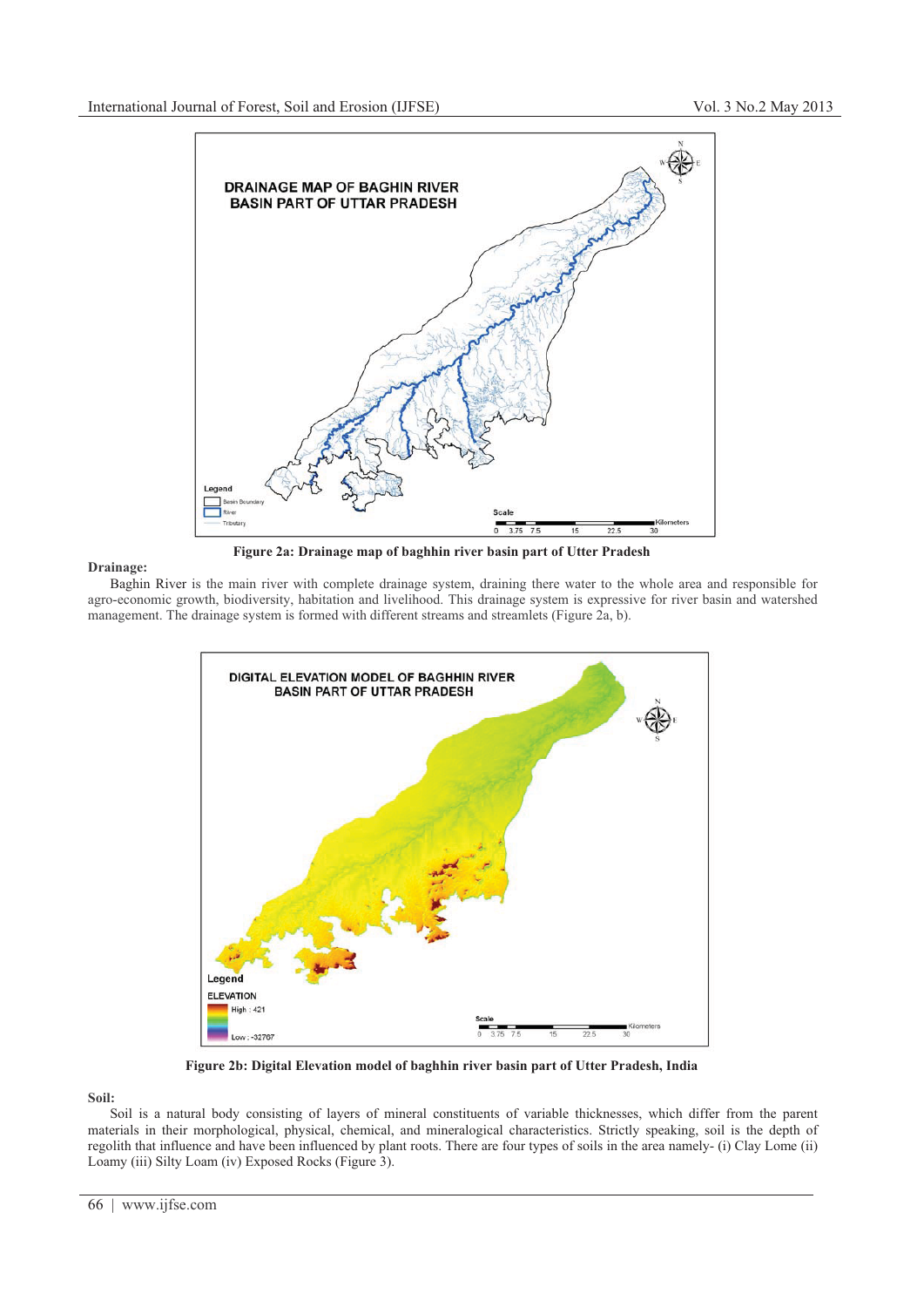Figure 2a: Drainage map of baghhin river basin part of Utter Pradesh

**Drainage:**

Baghin River is the main river with complete drainage system, draining there water to the whole area and responsible for agro-economic growth, biodiversity, habitation and livelihood. This drainage system is expressive for river basin and watershed management. The drainage system is formed with different streams and streamlets (Figure 2a, b).

Figure 2b: Digital Elevation model of baghhin river basin part of Utter Pradesh, India

**Soil:**

Soil is a natural body consisting of layers of mineral constituents of variable thicknesses, which differ from the parent materials in their morphological, physical, chemical, and mineralogical characteristics. Strictly speaking, soil is the depth of regolith that influence and have been influenced by plant roots. There are four types of soils in the area namely- (i) Clay Lome (ii) Loamy (iii) Silty Loam (iv) Exposed Rocks (Figure 3).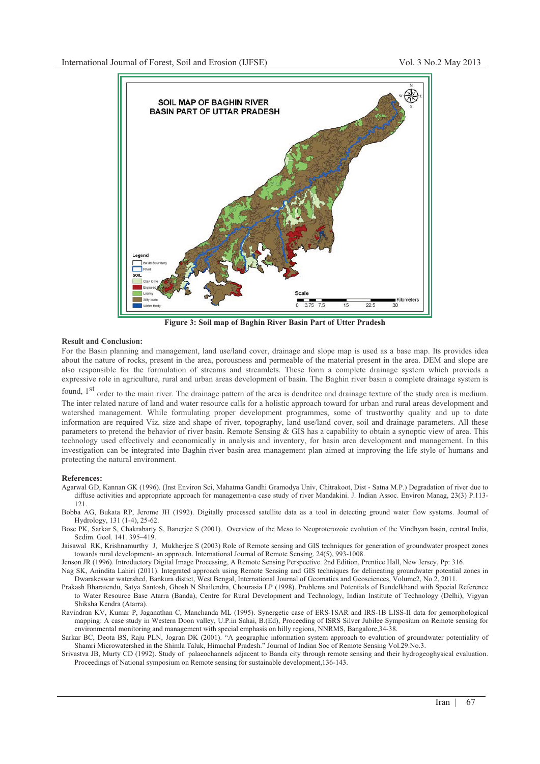SOIL MAP OF BAGHIN RIVER
BASIN PART OF UTTAR PRADESH

Legend
Basin Boundary
River
SOIL
Clay lome
Exposed
Loamy
Silty loam
Water Body

Scale
0 3.75 7.5 15 22.5 30
Kilometers

**Figure 3: Soil map of Baghin River Basin Part of Utter Pradesh**

**Result and Conclusion:**

For the Basin planning and management, land use/land cover, drainage and slope map is used as a base map. Its provides idea about the nature of rocks, present in the area, porousness and permeable of the material present in the area. DEM and slope are also responsible for the formulation of streams and streamlets. These form a complete drainage system which provieds a expressive role in agriculture, rural and urban areas development of basin. The Baghin river basin a complete drainage system is found, 1st order to the main river. The drainage pattern of the area is dendritec and drainage texture of the study area is medium. The inter related nature of land and water resource calls for a holistic approach toward for urban and rural areas development and watershed management. While formulating proper development programmes, some of trustworthy quality and up to date information are required Viz. size and shape of river, topography, land use/land cover, soil and drainage parameters. All these parameters to pretend the behavior of river basin. Remote Sensing & GIS has a capability to obtain a synoptic view of area. This technology used effectively and economically in analysis and inventory, for basin area development and management. In this investigation can be integrated into Baghin river basin area management plan aimed at improving the life style of humans and protecting the natural environment.

**References:**

Agarwal GD, Kannan GK (1996). (Inst Environ Sci, Mahatma Gandhi Gramodya Univ, Chitrakoot, Dist - Satna M.P.) Degradation of river due to diffuse activities and appropriate approach for management-a case study of river Mandakini. J. Indian Assoc. Environ Manag, 23(3) P.113-121.

Bobba AG, Bukata RP, Jerome JH (1992). Digitally processed satellite data as a tool in detecting ground water flow systems. Journal of Hydrology, 131 (1-4), 25-62.

Bose PK, Sarkar S, Chakrabarty S, Banerjee S (2001). Overview of the Meso to Neoproterozoic evolution of the Vindhyan basin, central India, Sedim. Geol. 141. 395–419.

Jaisawal RK, Krishnamurthy J, Mukherjee S (2003) Role of Remote sensing and GIS techniques for generation of groundwater prospect zones towards rural development- an approach. International Journal of Remote Sensing. 24(5), 993-1008.

Jenson JR (1996). Introductory Digital Image Processing, A Remote Sensing Perspective. 2nd Edition, Prentice Hall, New Jersey, Pp: 316.

Nag SK, Anindita Lahiri (2011). Integrated approach using Remote Sensing and GIS techniques for delineating groundwater potential zones in Dwarakeswar watershed, Bankura distict, West Bengal, International Journal of Geomatics and Geosciences, Volume2, No 2, 2011.

Prakash Bharatendu, Satya Santosh, Ghosh N Shailendra, Chourasia LP (1998). Problems and Potentials of Bundelkhand with Special Reference to Water Resource Base Atarra (Banda), Centre for Rural Development and Technology, Indian Institute of Technology (Delhi), Vigyan Shiksha Kendra (Atarra).

Ravindran KV, Kumar P, Jaganathan C, Manchanda ML (1995). Synergetic case of ERS-1SAR and IRS-1B LISS-II data for gemorphological mapping: A case study in Western Doon valley, U.P.in Sahai, B.(Ed), Proceeding of ISRS Silver Jubilee Symposium on Remote sensing for environmental monitoring and management with special emphasis on hilly regions, NNRMS, Bangalore,34-38.

Sarkar BC, Deota BS, Raju PLN, Jogran DK (2001). "A geographic information system approach to evalution of groundwater potentiality of Shamri Microwatershed in the Shimla Taluk, Himachal Pradesh." Journal of Indian Soc of Remote Sensing Vol.29.No.3.

Srivastva JB, Murty CD (1992). Study of palaeochannels adjacent to Banda city through remote sensing and their hydrogeoghysical evaluation. Proceedings of National symposium on Remote sensing for sustainable development,136-143.